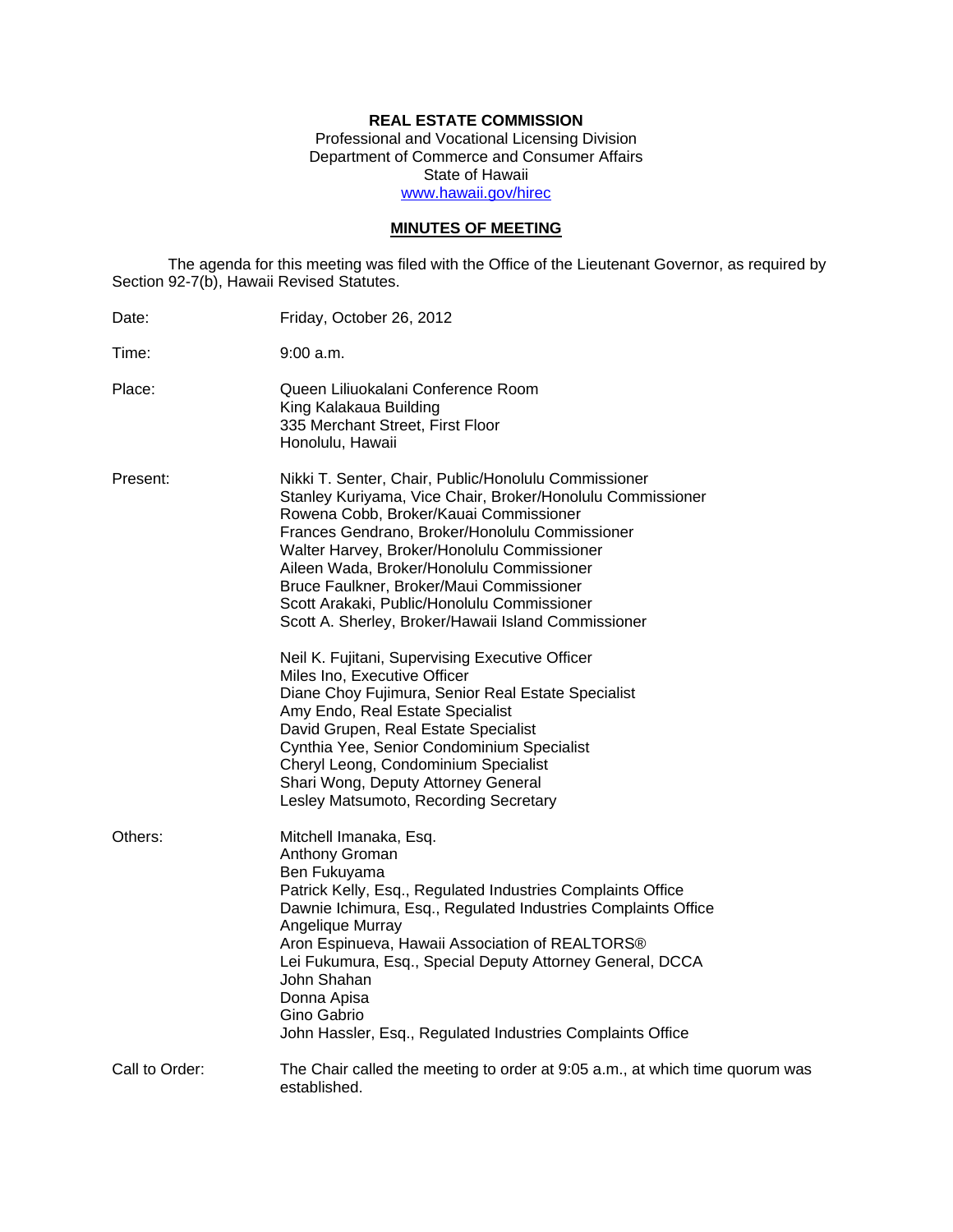**REAL ESTATE COMMISSION**
Professional and Vocational Licensing Division
Department of Commerce and Consumer Affairs
State of Hawaii
www.hawaii.gov/hirec

**MINUTES OF MEETING**

The agenda for this meeting was filed with the Office of the Lieutenant Governor, as required by Section 92-7(b), Hawaii Revised Statutes.

Date: Friday, October 26, 2012

Time: 9:00 a.m.

Place: Queen Liliuokalani Conference Room
King Kalakaua Building
335 Merchant Street, First Floor
Honolulu, Hawaii

Present: Nikki T. Senter, Chair, Public/Honolulu Commissioner
Stanley Kuriyama, Vice Chair, Broker/Honolulu Commissioner
Rowena Cobb, Broker/Kauai Commissioner
Frances Gendrano, Broker/Honolulu Commissioner
Walter Harvey, Broker/Honolulu Commissioner
Aileen Wada, Broker/Honolulu Commissioner
Bruce Faulkner, Broker/Maui Commissioner
Scott Arakaki, Public/Honolulu Commissioner
Scott A. Sherley, Broker/Hawaii Island Commissioner

Neil K. Fujitani, Supervising Executive Officer
Miles Ino, Executive Officer
Diane Choy Fujimura, Senior Real Estate Specialist
Amy Endo, Real Estate Specialist
David Grupen, Real Estate Specialist
Cynthia Yee, Senior Condominium Specialist
Cheryl Leong, Condominium Specialist
Shari Wong, Deputy Attorney General
Lesley Matsumoto, Recording Secretary

Others: Mitchell Imanaka, Esq.
Anthony Groman
Ben Fukuyama
Patrick Kelly, Esq., Regulated Industries Complaints Office
Dawnie Ichimura, Esq., Regulated Industries Complaints Office
Angelique Murray
Aron Espinueva, Hawaii Association of REALTORS®
Lei Fukumura, Esq., Special Deputy Attorney General, DCCA
John Shahan
Donna Apisa
Gino Gabrio
John Hassler, Esq., Regulated Industries Complaints Office

Call to Order: The Chair called the meeting to order at 9:05 a.m., at which time quorum was established.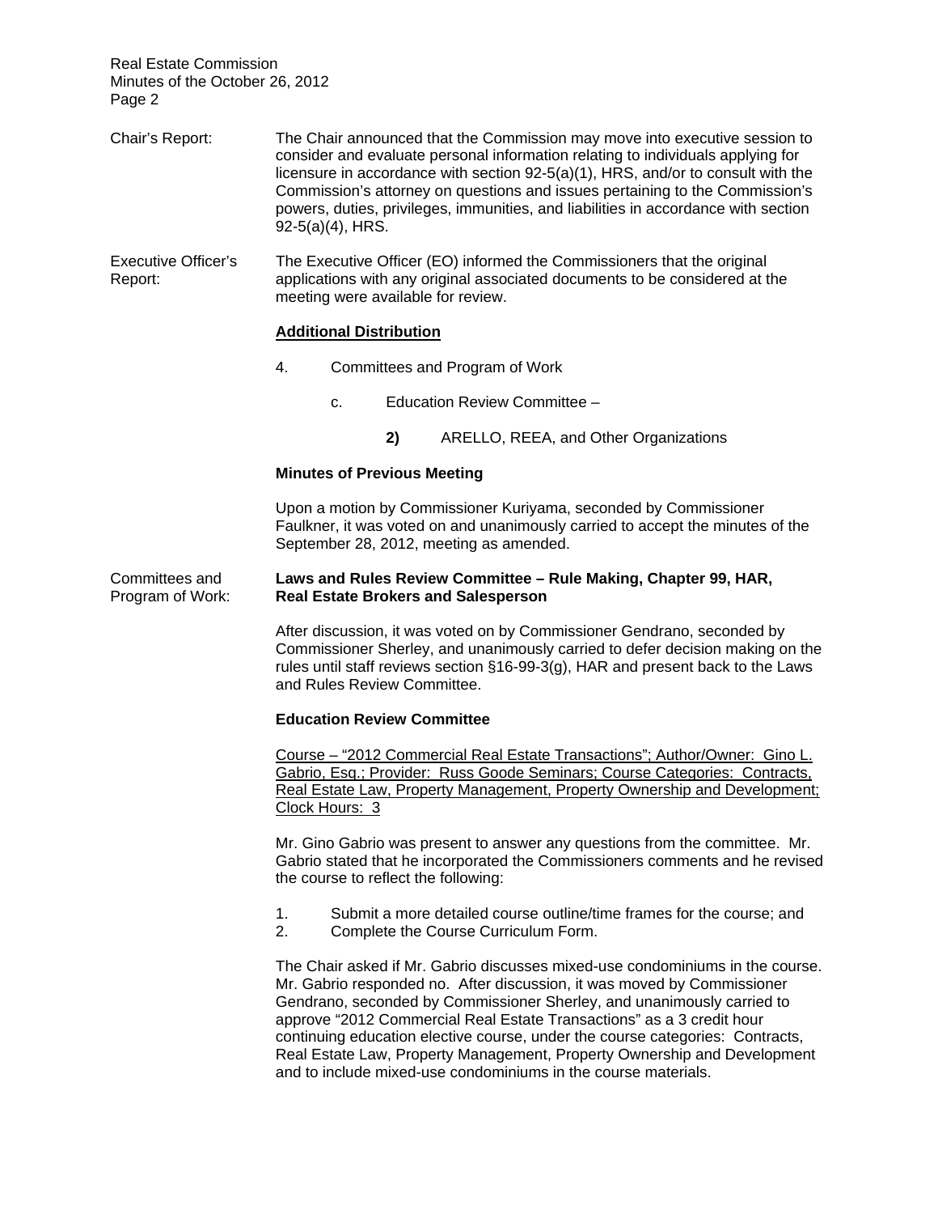Chair's Report: The Chair announced that the Commission may move into executive session to consider and evaluate personal information relating to individuals applying for licensure in accordance with section 92-5(a)(1), HRS, and/or to consult with the Commission's attorney on questions and issues pertaining to the Commission's powers, duties, privileges, immunities, and liabilities in accordance with section 92-5(a)(4), HRS.

Executive Officer's Report: The Executive Officer (EO) informed the Commissioners that the original applications with any original associated documents to be considered at the meeting were available for review.

**Additional Distribution**

4. Committees and Program of Work

   c. Education Review Committee –

      **2)** ARELLO, REEA, and Other Organizations

**Minutes of Previous Meeting**

Upon a motion by Commissioner Kuriyama, seconded by Commissioner Faulkner, it was voted on and unanimously carried to accept the minutes of the September 28, 2012, meeting as amended.

Committees and Program of Work: **Laws and Rules Review Committee – Rule Making, Chapter 99, HAR, Real Estate Brokers and Salesperson**

After discussion, it was voted on by Commissioner Gendrano, seconded by Commissioner Sherley, and unanimously carried to defer decision making on the rules until staff reviews section §16-99-3(g), HAR and present back to the Laws and Rules Review Committee.

**Education Review Committee**

Course – "2012 Commercial Real Estate Transactions"; Author/Owner: Gino L. Gabrio, Esq.; Provider: Russ Goode Seminars; Course Categories: Contracts, Real Estate Law, Property Management, Property Ownership and Development; Clock Hours: 3

Mr. Gino Gabrio was present to answer any questions from the committee. Mr. Gabrio stated that he incorporated the Commissioners comments and he revised the course to reflect the following:

1. Submit a more detailed course outline/time frames for the course; and
2. Complete the Course Curriculum Form.

The Chair asked if Mr. Gabrio discusses mixed-use condominiums in the course. Mr. Gabrio responded no. After discussion, it was moved by Commissioner Gendrano, seconded by Commissioner Sherley, and unanimously carried to approve "2012 Commercial Real Estate Transactions" as a 3 credit hour continuing education elective course, under the course categories: Contracts, Real Estate Law, Property Management, Property Ownership and Development and to include mixed-use condominiums in the course materials.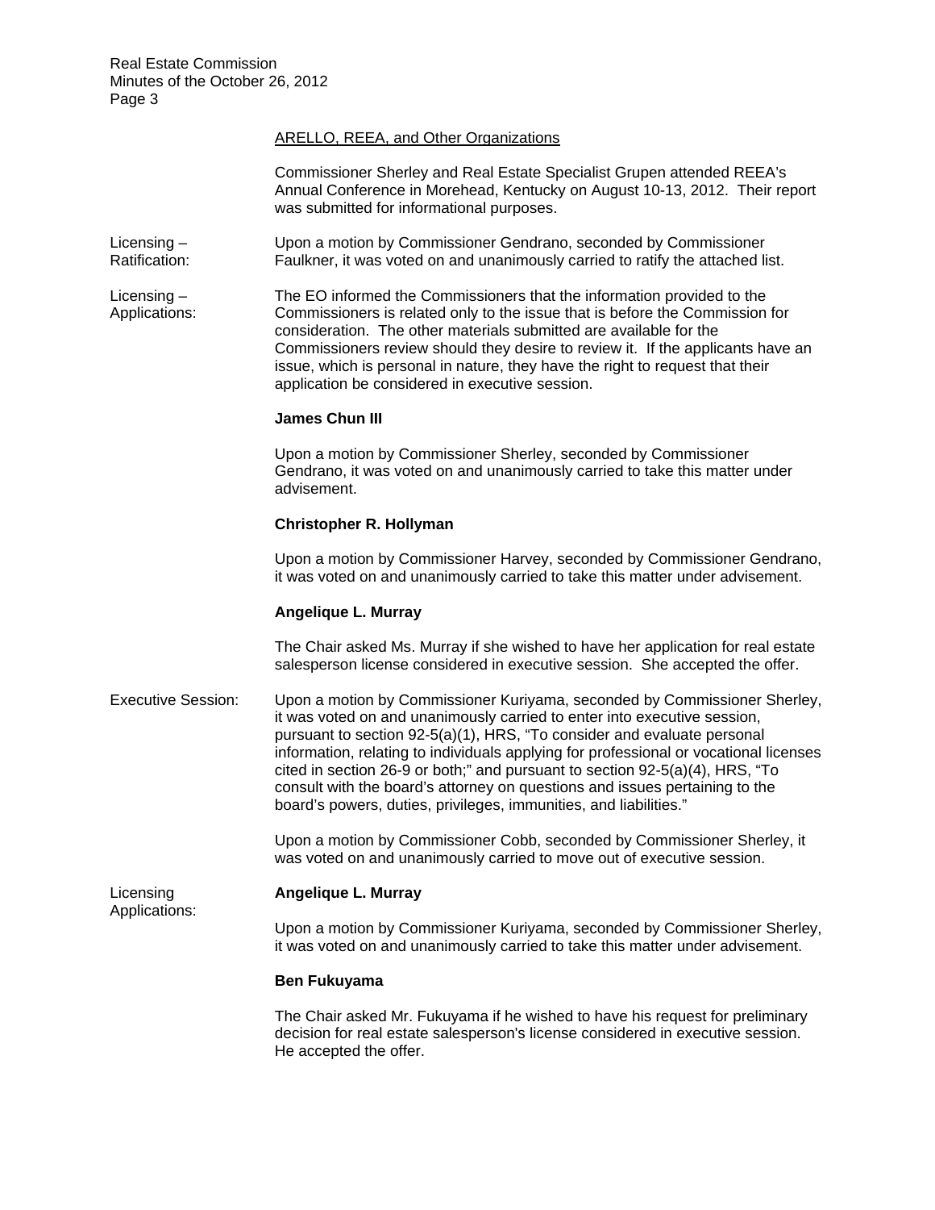ARELLO, REEA, and Other Organizations

Commissioner Sherley and Real Estate Specialist Grupen attended REEA's Annual Conference in Morehead, Kentucky on August 10-13, 2012. Their report was submitted for informational purposes.

Licensing – Ratification: Upon a motion by Commissioner Gendrano, seconded by Commissioner Faulkner, it was voted on and unanimously carried to ratify the attached list.

Licensing – Applications: The EO informed the Commissioners that the information provided to the Commissioners is related only to the issue that is before the Commission for consideration. The other materials submitted are available for the Commissioners review should they desire to review it. If the applicants have an issue, which is personal in nature, they have the right to request that their application be considered in executive session.

**James Chun III**

Upon a motion by Commissioner Sherley, seconded by Commissioner Gendrano, it was voted on and unanimously carried to take this matter under advisement.

**Christopher R. Hollyman**

Upon a motion by Commissioner Harvey, seconded by Commissioner Gendrano, it was voted on and unanimously carried to take this matter under advisement.

**Angelique L. Murray**

The Chair asked Ms. Murray if she wished to have her application for real estate salesperson license considered in executive session. She accepted the offer.

Executive Session: Upon a motion by Commissioner Kuriyama, seconded by Commissioner Sherley, it was voted on and unanimously carried to enter into executive session, pursuant to section 92-5(a)(1), HRS, "To consider and evaluate personal information, relating to individuals applying for professional or vocational licenses cited in section 26-9 or both;" and pursuant to section 92-5(a)(4), HRS, "To consult with the board's attorney on questions and issues pertaining to the board's powers, duties, privileges, immunities, and liabilities."

Upon a motion by Commissioner Cobb, seconded by Commissioner Sherley, it was voted on and unanimously carried to move out of executive session.

Licensing Applications:

**Angelique L. Murray**

Upon a motion by Commissioner Kuriyama, seconded by Commissioner Sherley, it was voted on and unanimously carried to take this matter under advisement.

**Ben Fukuyama**

The Chair asked Mr. Fukuyama if he wished to have his request for preliminary decision for real estate salesperson's license considered in executive session. He accepted the offer.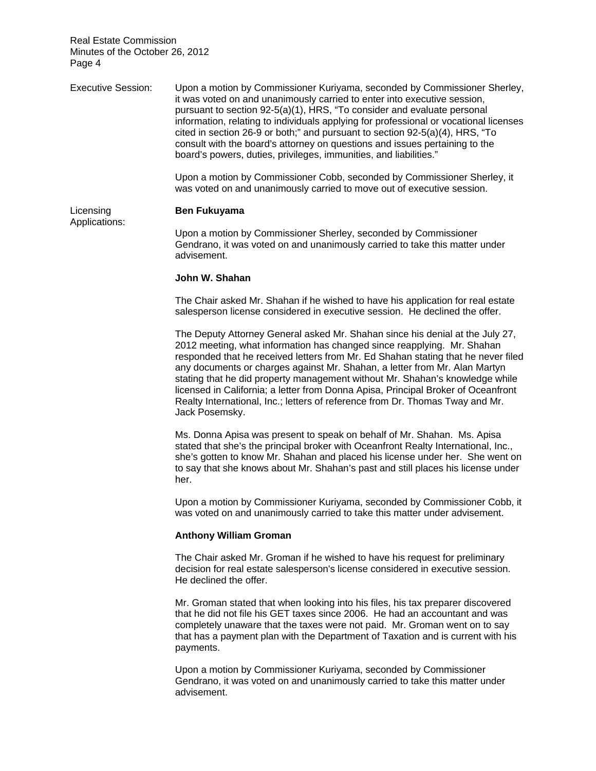Executive Session: Upon a motion by Commissioner Kuriyama, seconded by Commissioner Sherley, it was voted on and unanimously carried to enter into executive session, pursuant to section 92-5(a)(1), HRS, "To consider and evaluate personal information, relating to individuals applying for professional or vocational licenses cited in section 26-9 or both;" and pursuant to section 92-5(a)(4), HRS, "To consult with the board's attorney on questions and issues pertaining to the board's powers, duties, privileges, immunities, and liabilities."

Upon a motion by Commissioner Cobb, seconded by Commissioner Sherley, it was voted on and unanimously carried to move out of executive session.

Licensing Applications:

**Ben Fukuyama**

Upon a motion by Commissioner Sherley, seconded by Commissioner Gendrano, it was voted on and unanimously carried to take this matter under advisement.

**John W. Shahan**

The Chair asked Mr. Shahan if he wished to have his application for real estate salesperson license considered in executive session. He declined the offer.

The Deputy Attorney General asked Mr. Shahan since his denial at the July 27, 2012 meeting, what information has changed since reapplying. Mr. Shahan responded that he received letters from Mr. Ed Shahan stating that he never filed any documents or charges against Mr. Shahan, a letter from Mr. Alan Martyn stating that he did property management without Mr. Shahan's knowledge while licensed in California; a letter from Donna Apisa, Principal Broker of Oceanfront Realty International, Inc.; letters of reference from Dr. Thomas Tway and Mr. Jack Posemsky.

Ms. Donna Apisa was present to speak on behalf of Mr. Shahan. Ms. Apisa stated that she's the principal broker with Oceanfront Realty International, Inc., she's gotten to know Mr. Shahan and placed his license under her. She went on to say that she knows about Mr. Shahan's past and still places his license under her.

Upon a motion by Commissioner Kuriyama, seconded by Commissioner Cobb, it was voted on and unanimously carried to take this matter under advisement.

**Anthony William Groman**

The Chair asked Mr. Groman if he wished to have his request for preliminary decision for real estate salesperson's license considered in executive session. He declined the offer.

Mr. Groman stated that when looking into his files, his tax preparer discovered that he did not file his GET taxes since 2006. He had an accountant and was completely unaware that the taxes were not paid. Mr. Groman went on to say that has a payment plan with the Department of Taxation and is current with his payments.

Upon a motion by Commissioner Kuriyama, seconded by Commissioner Gendrano, it was voted on and unanimously carried to take this matter under advisement.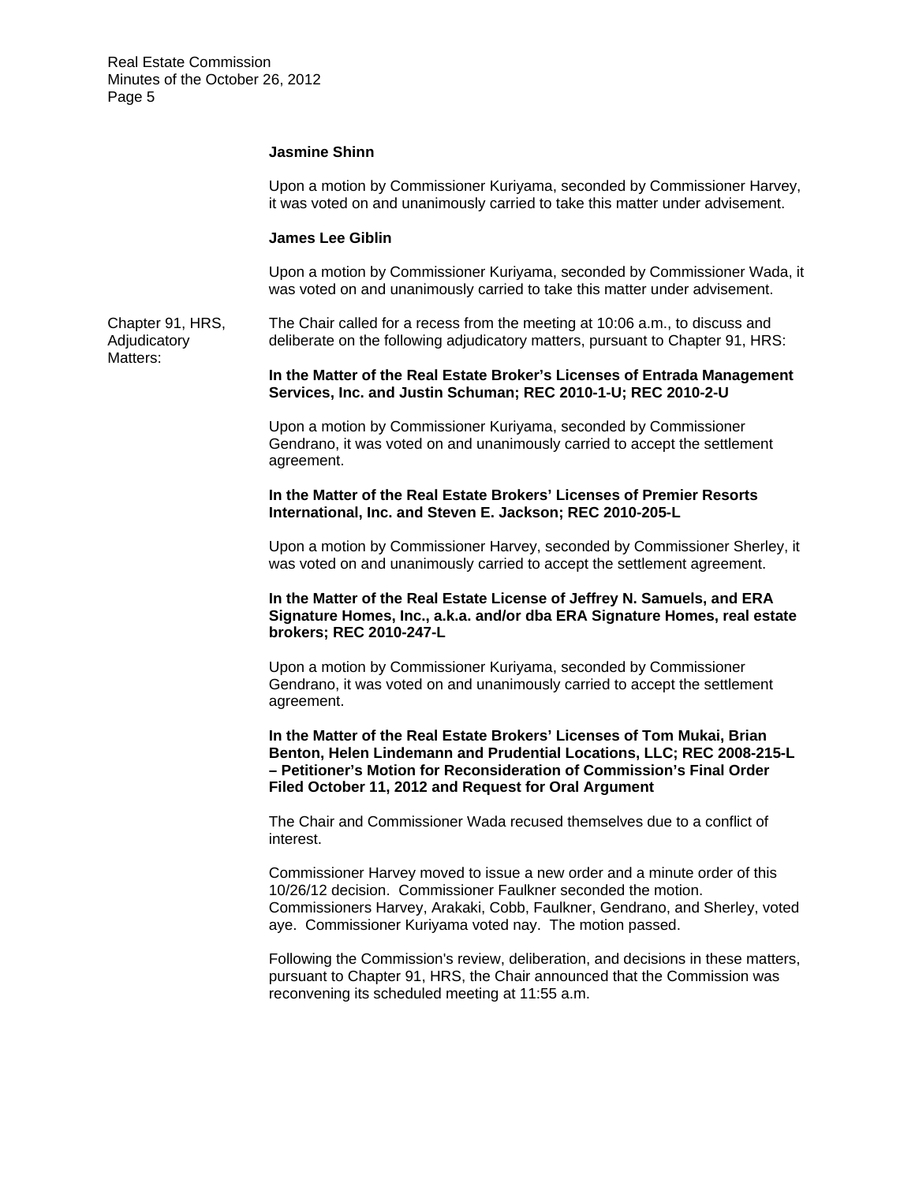**Jasmine Shinn**

Upon a motion by Commissioner Kuriyama, seconded by Commissioner Harvey, it was voted on and unanimously carried to take this matter under advisement.

**James Lee Giblin**

Upon a motion by Commissioner Kuriyama, seconded by Commissioner Wada, it was voted on and unanimously carried to take this matter under advisement.

Chapter 91, HRS, Adjudicatory Matters:

The Chair called for a recess from the meeting at 10:06 a.m., to discuss and deliberate on the following adjudicatory matters, pursuant to Chapter 91, HRS:

**In the Matter of the Real Estate Broker's Licenses of Entrada Management Services, Inc. and Justin Schuman; REC 2010-1-U; REC 2010-2-U**

Upon a motion by Commissioner Kuriyama, seconded by Commissioner Gendrano, it was voted on and unanimously carried to accept the settlement agreement.

**In the Matter of the Real Estate Brokers' Licenses of Premier Resorts International, Inc. and Steven E. Jackson; REC 2010-205-L**

Upon a motion by Commissioner Harvey, seconded by Commissioner Sherley, it was voted on and unanimously carried to accept the settlement agreement.

**In the Matter of the Real Estate License of Jeffrey N. Samuels, and ERA Signature Homes, Inc., a.k.a. and/or dba ERA Signature Homes, real estate brokers; REC 2010-247-L**

Upon a motion by Commissioner Kuriyama, seconded by Commissioner Gendrano, it was voted on and unanimously carried to accept the settlement agreement.

**In the Matter of the Real Estate Brokers' Licenses of Tom Mukai, Brian Benton, Helen Lindemann and Prudential Locations, LLC; REC 2008-215-L – Petitioner's Motion for Reconsideration of Commission's Final Order Filed October 11, 2012 and Request for Oral Argument**

The Chair and Commissioner Wada recused themselves due to a conflict of interest.

Commissioner Harvey moved to issue a new order and a minute order of this 10/26/12 decision. Commissioner Faulkner seconded the motion. Commissioners Harvey, Arakaki, Cobb, Faulkner, Gendrano, and Sherley, voted aye. Commissioner Kuriyama voted nay. The motion passed.

Following the Commission's review, deliberation, and decisions in these matters, pursuant to Chapter 91, HRS, the Chair announced that the Commission was reconvening its scheduled meeting at 11:55 a.m.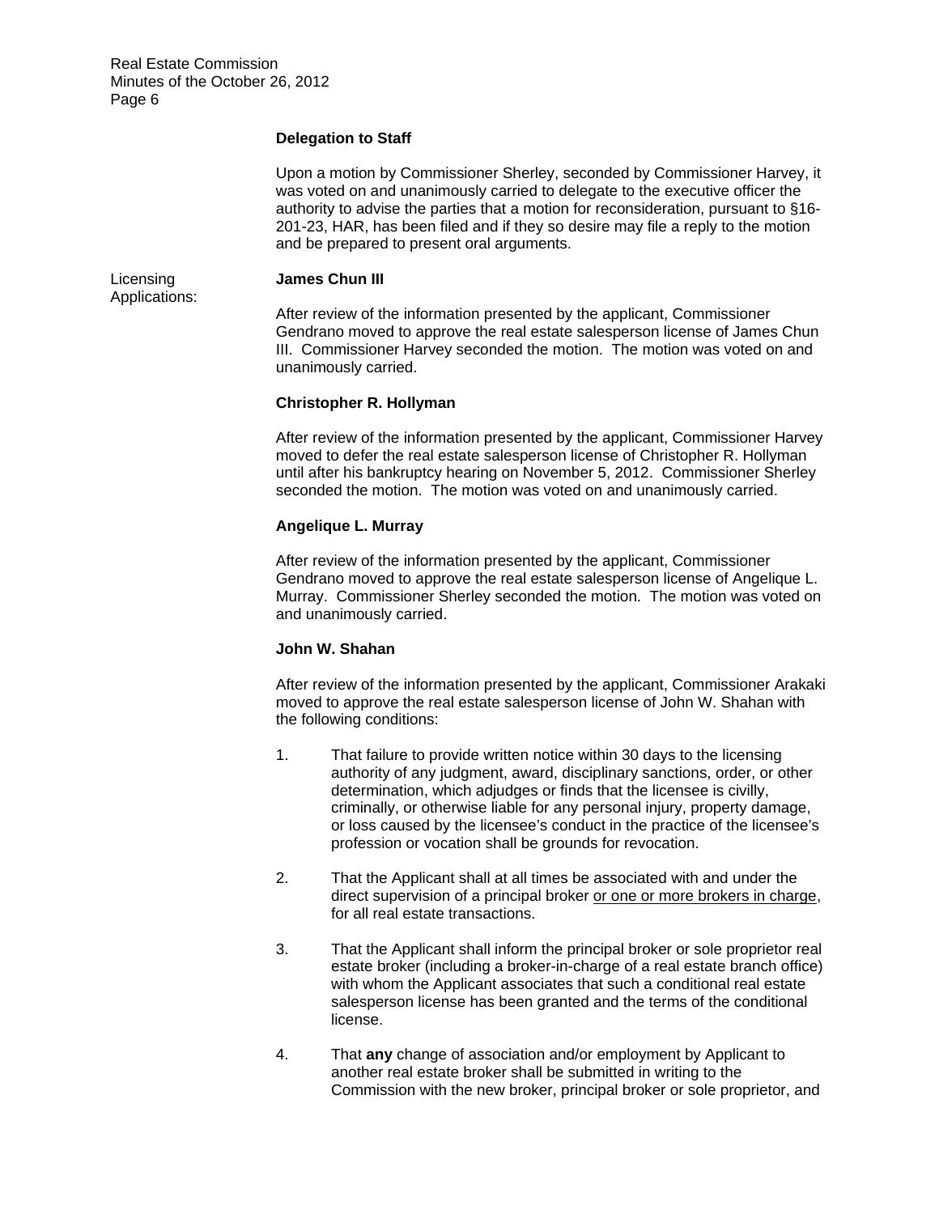**Delegation to Staff**

Upon a motion by Commissioner Sherley, seconded by Commissioner Harvey, it was voted on and unanimously carried to delegate to the executive officer the authority to advise the parties that a motion for reconsideration, pursuant to §16-201-23, HAR, has been filed and if they so desire may file a reply to the motion and be prepared to present oral arguments.

Licensing Applications:

**James Chun III**

After review of the information presented by the applicant, Commissioner Gendrano moved to approve the real estate salesperson license of James Chun III. Commissioner Harvey seconded the motion. The motion was voted on and unanimously carried.

**Christopher R. Hollyman**

After review of the information presented by the applicant, Commissioner Harvey moved to defer the real estate salesperson license of Christopher R. Hollyman until after his bankruptcy hearing on November 5, 2012. Commissioner Sherley seconded the motion. The motion was voted on and unanimously carried.

**Angelique L. Murray**

After review of the information presented by the applicant, Commissioner Gendrano moved to approve the real estate salesperson license of Angelique L. Murray. Commissioner Sherley seconded the motion. The motion was voted on and unanimously carried.

**John W. Shahan**

After review of the information presented by the applicant, Commissioner Arakaki moved to approve the real estate salesperson license of John W. Shahan with the following conditions:

1. That failure to provide written notice within 30 days to the licensing authority of any judgment, award, disciplinary sanctions, order, or other determination, which adjudges or finds that the licensee is civilly, criminally, or otherwise liable for any personal injury, property damage, or loss caused by the licensee's conduct in the practice of the licensee's profession or vocation shall be grounds for revocation.

2. That the Applicant shall at all times be associated with and under the direct supervision of a principal broker <u>or one or more brokers in charge</u>, for all real estate transactions.

3. That the Applicant shall inform the principal broker or sole proprietor real estate broker (including a broker-in-charge of a real estate branch office) with whom the Applicant associates that such a conditional real estate salesperson license has been granted and the terms of the conditional license.

4. That **any** change of association and/or employment by Applicant to another real estate broker shall be submitted in writing to the Commission with the new broker, principal broker or sole proprietor, and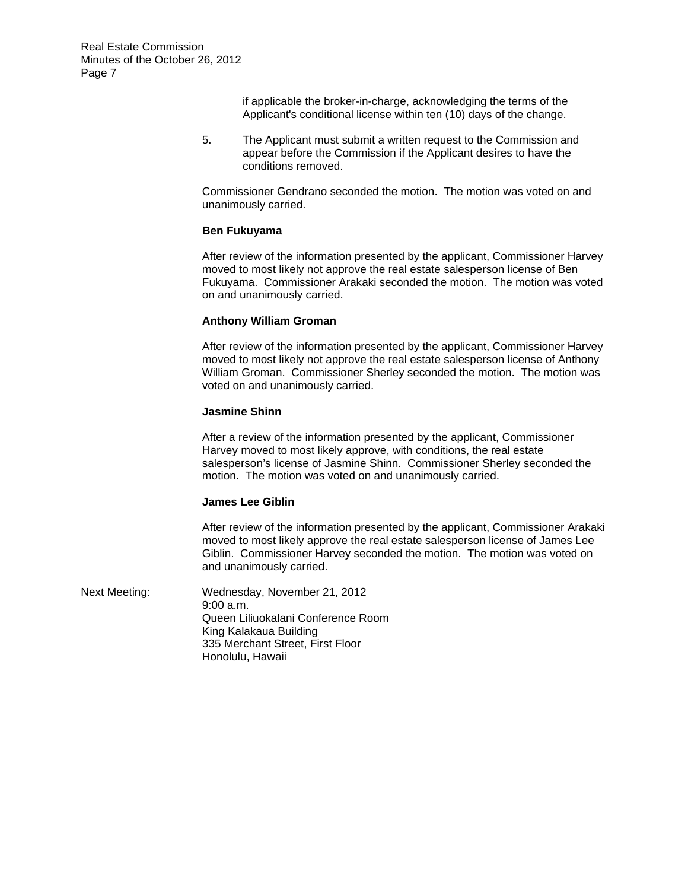if applicable the broker-in-charge, acknowledging the terms of the Applicant's conditional license within ten (10) days of the change.

5. The Applicant must submit a written request to the Commission and appear before the Commission if the Applicant desires to have the conditions removed.

Commissioner Gendrano seconded the motion. The motion was voted on and unanimously carried.

**Ben Fukuyama**

After review of the information presented by the applicant, Commissioner Harvey moved to most likely not approve the real estate salesperson license of Ben Fukuyama. Commissioner Arakaki seconded the motion. The motion was voted on and unanimously carried.

**Anthony William Groman**

After review of the information presented by the applicant, Commissioner Harvey moved to most likely not approve the real estate salesperson license of Anthony William Groman. Commissioner Sherley seconded the motion. The motion was voted on and unanimously carried.

**Jasmine Shinn**

After a review of the information presented by the applicant, Commissioner Harvey moved to most likely approve, with conditions, the real estate salesperson's license of Jasmine Shinn. Commissioner Sherley seconded the motion. The motion was voted on and unanimously carried.

**James Lee Giblin**

After review of the information presented by the applicant, Commissioner Arakaki moved to most likely approve the real estate salesperson license of James Lee Giblin. Commissioner Harvey seconded the motion. The motion was voted on and unanimously carried.

Next Meeting: Wednesday, November 21, 2012
9:00 a.m.
Queen Liliuokalani Conference Room
King Kalakaua Building
335 Merchant Street, First Floor
Honolulu, Hawaii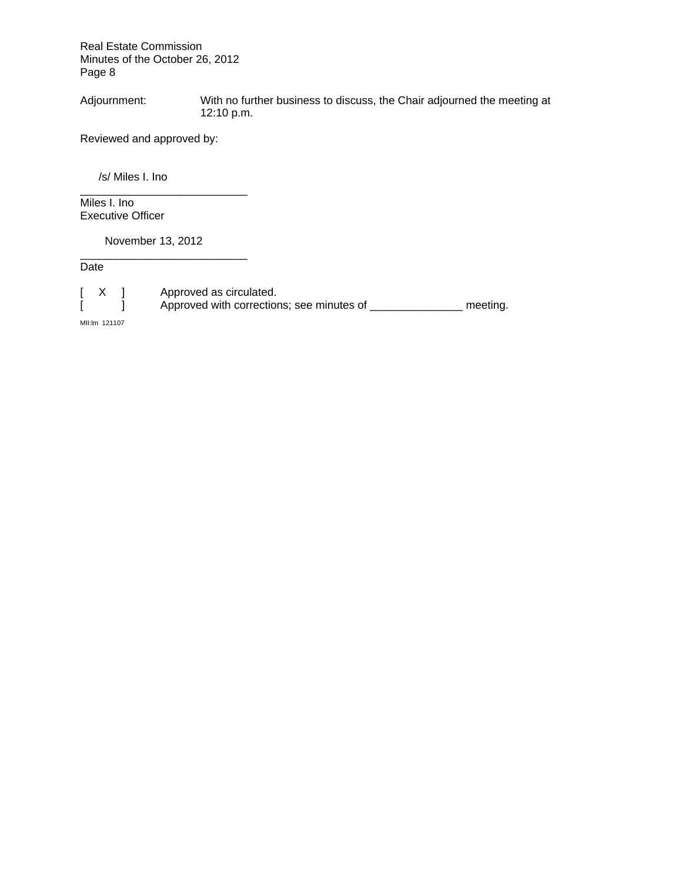Adjournment: With no further business to discuss, the Chair adjourned the meeting at 12:10 p.m.

Reviewed and approved by:

/s/ Miles I. Ino

___________________________

Miles I. Ino
Executive Officer

November 13, 2012

___________________________

Date

[ X ] Approved as circulated.
[ ] Approved with corrections; see minutes of _______________ meeting.

MII:lm 121107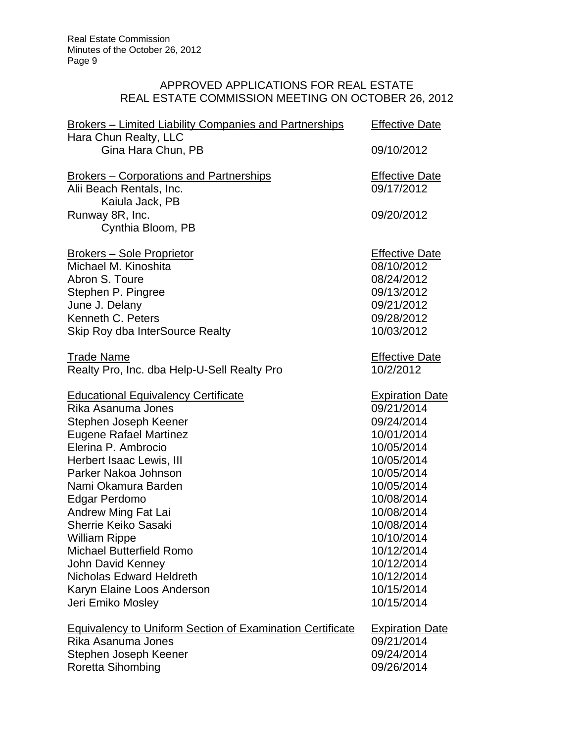## APPROVED APPLICATIONS FOR REAL ESTATE
## REAL ESTATE COMMISSION MEETING ON OCTOBER 26, 2012

| Brokers – Limited Liability Companies and Partnerships | Effective Date |
| --- | --- |
| Hara Chun Realty, LLC | |
| Gina Hara Chun, PB | 09/10/2012 |

| Brokers – Corporations and Partnerships | Effective Date |
| --- | --- |
| Alii Beach Rentals, Inc. | 09/17/2012 |
| Kaiula Jack, PB | |
| Runway 8R, Inc. | 09/20/2012 |
| Cynthia Bloom, PB | |

| Brokers – Sole Proprietor | Effective Date |
| --- | --- |
| Michael M. Kinoshita | 08/10/2012 |
| Abron S. Toure | 08/24/2012 |
| Stephen P. Pingree | 09/13/2012 |
| June J. Delany | 09/21/2012 |
| Kenneth C. Peters | 09/28/2012 |
| Skip Roy dba InterSource Realty | 10/03/2012 |

| Trade Name | Effective Date |
| --- | --- |
| Realty Pro, Inc. dba Help-U-Sell Realty Pro | 10/2/2012 |

| Educational Equivalency Certificate | Expiration Date |
| --- | --- |
| Rika Asanuma Jones | 09/21/2014 |
| Stephen Joseph Keener | 09/24/2014 |
| Eugene Rafael Martinez | 10/01/2014 |
| Elerina P. Ambrocio | 10/05/2014 |
| Herbert Isaac Lewis, III | 10/05/2014 |
| Parker Nakoa Johnson | 10/05/2014 |
| Nami Okamura Barden | 10/05/2014 |
| Edgar Perdomo | 10/08/2014 |
| Andrew Ming Fat Lai | 10/08/2014 |
| Sherrie Keiko Sasaki | 10/08/2014 |
| William Rippe | 10/10/2014 |
| Michael Butterfield Romo | 10/12/2014 |
| John David Kenney | 10/12/2014 |
| Nicholas Edward Heldreth | 10/12/2014 |
| Karyn Elaine Loos Anderson | 10/15/2014 |
| Jeri Emiko Mosley | 10/15/2014 |

| Equivalency to Uniform Section of Examination Certificate | Expiration Date |
| --- | --- |
| Rika Asanuma Jones | 09/21/2014 |
| Stephen Joseph Keener | 09/24/2014 |
| Roretta Sihombing | 09/26/2014 |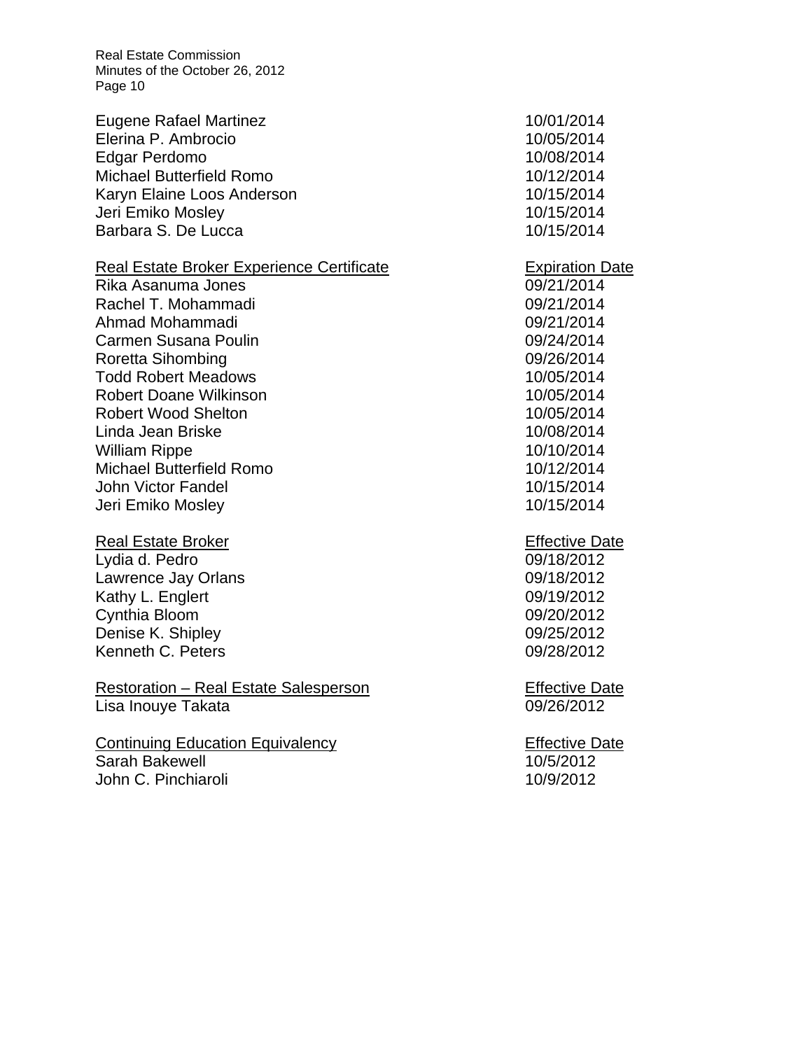| | |
|---|---|
| Eugene Rafael Martinez | 10/01/2014 |
| Elerina P. Ambrocio | 10/05/2014 |
| Edgar Perdomo | 10/08/2014 |
| Michael Butterfield Romo | 10/12/2014 |
| Karyn Elaine Loos Anderson | 10/15/2014 |
| Jeri Emiko Mosley | 10/15/2014 |
| Barbara S. De Lucca | 10/15/2014 |

| Real Estate Broker Experience Certificate | Expiration Date |
|---|---|
| Rika Asanuma Jones | 09/21/2014 |
| Rachel T. Mohammadi | 09/21/2014 |
| Ahmad Mohammadi | 09/21/2014 |
| Carmen Susana Poulin | 09/24/2014 |
| Roretta Sihombing | 09/26/2014 |
| Todd Robert Meadows | 10/05/2014 |
| Robert Doane Wilkinson | 10/05/2014 |
| Robert Wood Shelton | 10/05/2014 |
| Linda Jean Briske | 10/08/2014 |
| William Rippe | 10/10/2014 |
| Michael Butterfield Romo | 10/12/2014 |
| John Victor Fandel | 10/15/2014 |
| Jeri Emiko Mosley | 10/15/2014 |

| Real Estate Broker | Effective Date |
|---|---|
| Lydia d. Pedro | 09/18/2012 |
| Lawrence Jay Orlans | 09/18/2012 |
| Kathy L. Englert | 09/19/2012 |
| Cynthia Bloom | 09/20/2012 |
| Denise K. Shipley | 09/25/2012 |
| Kenneth C. Peters | 09/28/2012 |

| Restoration – Real Estate Salesperson | Effective Date |
|---|---|
| Lisa Inouye Takata | 09/26/2012 |

| Continuing Education Equivalency | Effective Date |
|---|---|
| Sarah Bakewell | 10/5/2012 |
| John C. Pinchiaroli | 10/9/2012 |